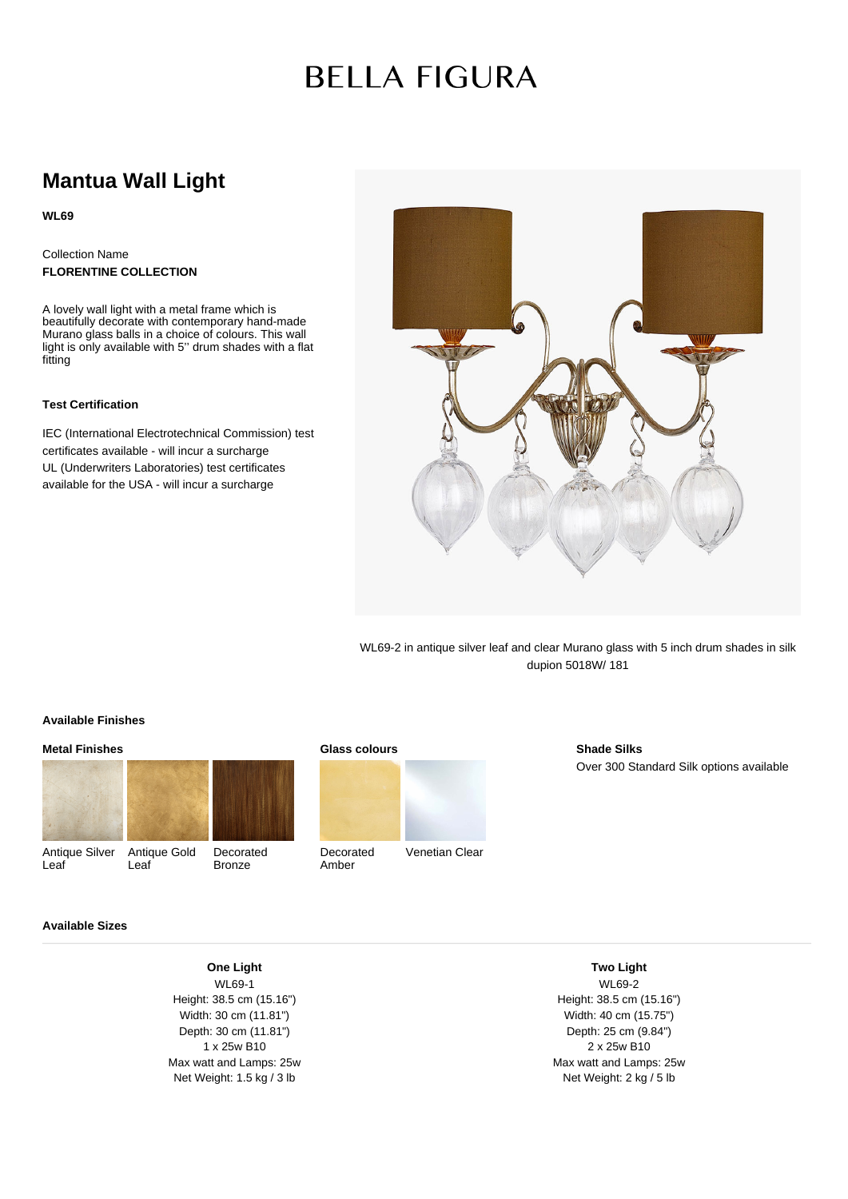BELLA FIGURA

# Mantua Wall Light

**WL69**

Collection Name
**FLORENTINE COLLECTION**

A lovely wall light with a metal frame which is beautifully decorate with contemporary hand-made Murano glass balls in a choice of colours. This wall light is only available with 5'' drum shades with a flat fitting

### Test Certification

IEC (International Electrotechnical Commission) test certificates available - will incur a surcharge
UL (Underwriters Laboratories) test certificates available for the USA - will incur a surcharge

WL69-2 in antique silver leaf and clear Murano glass with 5 inch drum shades in silk dupion 5018W/ 181

### Available Finishes

**Metal Finishes**

- Antique Silver Leaf
- Antique Gold Leaf
- Decorated Bronze

**Glass colours**

- Decorated Amber
- Venetian Clear

**Shade Silks**

Over 300 Standard Silk options available

### Available Sizes

**One Light**
WL69-1
Height: 38.5 cm (15.16")
Width: 30 cm (11.81")
Depth: 30 cm (11.81")
1 x 25w B10
Max watt and Lamps: 25w
Net Weight: 1.5 kg / 3 lb

**Two Light**
WL69-2
Height: 38.5 cm (15.16")
Width: 40 cm (15.75")
Depth: 25 cm (9.84")
2 x 25w B10
Max watt and Lamps: 25w
Net Weight: 2 kg / 5 lb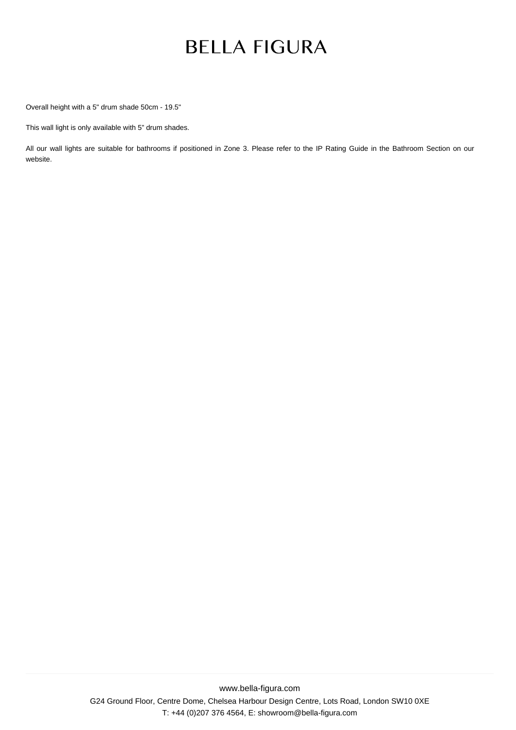Overall height with a 5" drum shade 50cm - 19.5"

This wall light is only available with 5" drum shades.

All our wall lights are suitable for bathrooms if positioned in Zone 3. Please refer to the IP Rating Guide in the Bathroom Section on our website.